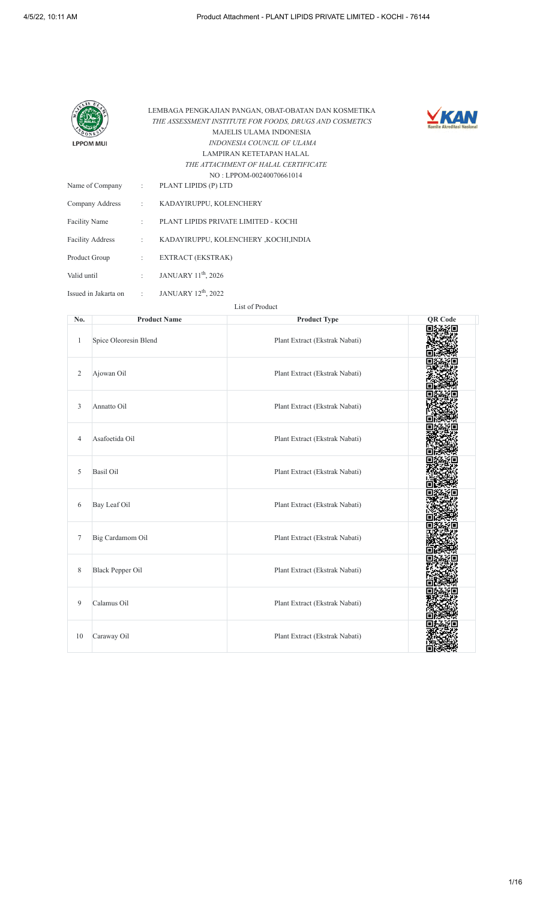LEMBAGA PENGKAJIAN PANGAN, OBAT-OBATAN DAN KOSMETIKA
*THE ASSESSMENT INSTITUTE FOR FOODS, DRUGS AND COSMETICS*
MAJELIS ULAMA INDONESIA
*INDONESIA COUNCIL OF ULAMA*
LAMPIRAN KETETAPAN HALAL
*THE ATTACHMENT OF HALAL CERTIFICATE*
NO : LPPOM-00240070661014

| | | |
|---|---|---|
| Name of Company | : | PLANT LIPIDS (P) LTD |
| Company Address | : | KADAYIRUPPU, KOLENCHERY |
| Facility Name | : | PLANT LIPIDS PRIVATE LIMITED - KOCHI |
| Facility Address | : | KADAYIRUPPU, KOLENCHERY ,KOCHI,INDIA |
| Product Group | : | EXTRACT (EKSTRAK) |
| Valid until | : | JANUARY 11th, 2026 |
| Issued in Jakarta on | : | JANUARY 12th, 2022 |

List of Product

| No. | Product Name | Product Type | QR Code |
|---|---|---|---|
| 1 | Spice Oleoresin Blend | Plant Extract (Ekstrak Nabati) | |
| 2 | Ajowan Oil | Plant Extract (Ekstrak Nabati) | |
| 3 | Annatto Oil | Plant Extract (Ekstrak Nabati) | |
| 4 | Asafoetida Oil | Plant Extract (Ekstrak Nabati) | |
| 5 | Basil Oil | Plant Extract (Ekstrak Nabati) | |
| 6 | Bay Leaf Oil | Plant Extract (Ekstrak Nabati) | |
| 7 | Big Cardamom Oil | Plant Extract (Ekstrak Nabati) | |
| 8 | Black Pepper Oil | Plant Extract (Ekstrak Nabati) | |
| 9 | Calamus Oil | Plant Extract (Ekstrak Nabati) | |
| 10 | Caraway Oil | Plant Extract (Ekstrak Nabati) | |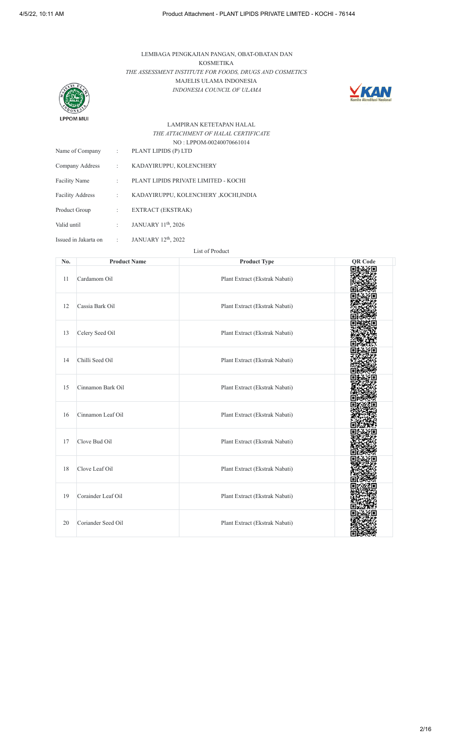LEMBAGA PENGKAJIAN PANGAN, OBAT-OBATAN DAN KOSMETIKA

*THE ASSESSMENT INSTITUTE FOR FOODS, DRUGS AND COSMETICS*

MAJELIS ULAMA INDONESIA

*INDONESIA COUNCIL OF ULAMA*

LPPOM MUI

LAMPIRAN KETETAPAN HALAL

*THE ATTACHMENT OF HALAL CERTIFICATE*

NO : LPPOM-00240070661014

| | | |
|---|---|---|
| Name of Company | : | PLANT LIPIDS (P) LTD |
| Company Address | : | KADAYIRUPPU, KOLENCHERY |
| Facility Name | : | PLANT LIPIDS PRIVATE LIMITED - KOCHI |
| Facility Address | : | KADAYIRUPPU, KOLENCHERY ,KOCHI,INDIA |
| Product Group | : | EXTRACT (EKSTRAK) |
| Valid until | : | JANUARY 11th, 2026 |
| Issued in Jakarta on | : | JANUARY 12th, 2022 |

List of Product

| No. | Product Name | Product Type | QR Code |
|---|---|---|---|
| 11 | Cardamom Oil | Plant Extract (Ekstrak Nabati) | |
| 12 | Cassia Bark Oil | Plant Extract (Ekstrak Nabati) | |
| 13 | Celery Seed Oil | Plant Extract (Ekstrak Nabati) | |
| 14 | Chilli Seed Oil | Plant Extract (Ekstrak Nabati) | |
| 15 | Cinnamon Bark Oil | Plant Extract (Ekstrak Nabati) | |
| 16 | Cinnamon Leaf Oil | Plant Extract (Ekstrak Nabati) | |
| 17 | Clove Bud Oil | Plant Extract (Ekstrak Nabati) | |
| 18 | Clove Leaf Oil | Plant Extract (Ekstrak Nabati) | |
| 19 | Corainder Leaf Oil | Plant Extract (Ekstrak Nabati) | |
| 20 | Coriander Seed Oil | Plant Extract (Ekstrak Nabati) | |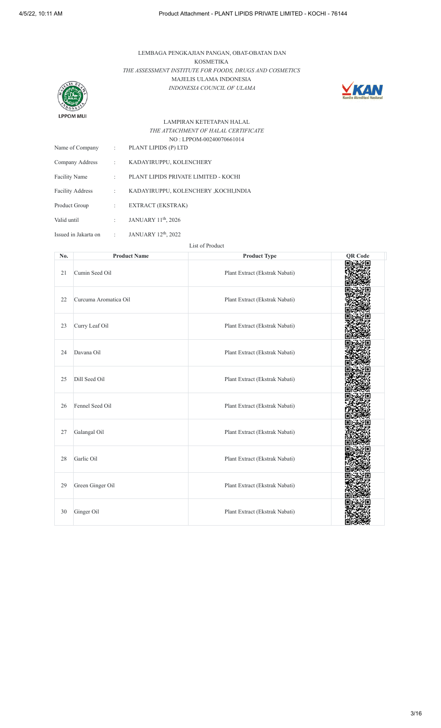LEMBAGA PENGKAJIAN PANGAN, OBAT-OBATAN DAN KOSMETIKA
*THE ASSESSMENT INSTITUTE FOR FOODS, DRUGS AND COSMETICS*
MAJELIS ULAMA INDONESIA
*INDONESIA COUNCIL OF ULAMA*

LAMPIRAN KETETAPAN HALAL
*THE ATTACHMENT OF HALAL CERTIFICATE*
NO : LPPOM-00240070661014

| | | |
|---|---|---|
| Name of Company | : | PLANT LIPIDS (P) LTD |
| Company Address | : | KADAYIRUPPU, KOLENCHERY |
| Facility Name | : | PLANT LIPIDS PRIVATE LIMITED - KOCHI |
| Facility Address | : | KADAYIRUPPU, KOLENCHERY ,KOCHI,INDIA |
| Product Group | : | EXTRACT (EKSTRAK) |
| Valid until | : | JANUARY 11th, 2026 |
| Issued in Jakarta on | : | JANUARY 12th, 2022 |

List of Product

| No. | Product Name | Product Type | QR Code |
|---|---|---|---|
| 21 | Cumin Seed Oil | Plant Extract (Ekstrak Nabati) | |
| 22 | Curcuma Aromatica Oil | Plant Extract (Ekstrak Nabati) | |
| 23 | Curry Leaf Oil | Plant Extract (Ekstrak Nabati) | |
| 24 | Davana Oil | Plant Extract (Ekstrak Nabati) | |
| 25 | Dill Seed Oil | Plant Extract (Ekstrak Nabati) | |
| 26 | Fennel Seed Oil | Plant Extract (Ekstrak Nabati) | |
| 27 | Galangal Oil | Plant Extract (Ekstrak Nabati) | |
| 28 | Garlic Oil | Plant Extract (Ekstrak Nabati) | |
| 29 | Green Ginger Oil | Plant Extract (Ekstrak Nabati) | |
| 30 | Ginger Oil | Plant Extract (Ekstrak Nabati) | |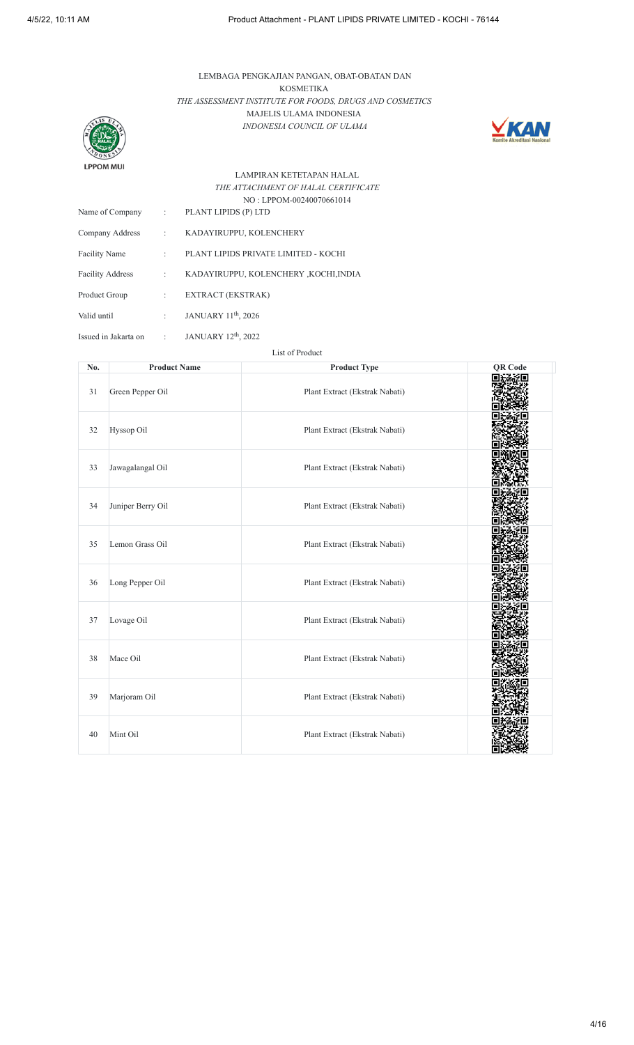LEMBAGA PENGKAJIAN PANGAN, OBAT-OBATAN DAN KOSMETIKA
*THE ASSESSMENT INSTITUTE FOR FOODS, DRUGS AND COSMETICS*
MAJELIS ULAMA INDONESIA
*INDONESIA COUNCIL OF ULAMA*

LPPOM MUI

LAMPIRAN KETETAPAN HALAL
*THE ATTACHMENT OF HALAL CERTIFICATE*
NO : LPPOM-00240070661014

| | | |
|---|---|---|
| Name of Company | : | PLANT LIPIDS (P) LTD |
| Company Address | : | KADAYIRUPPU, KOLENCHERY |
| Facility Name | : | PLANT LIPIDS PRIVATE LIMITED - KOCHI |
| Facility Address | : | KADAYIRUPPU, KOLENCHERY ,KOCHI,INDIA |
| Product Group | : | EXTRACT (EKSTRAK) |
| Valid until | : | JANUARY 11th, 2026 |
| Issued in Jakarta on | : | JANUARY 12th, 2022 |

List of Product

| No. | Product Name | Product Type | QR Code |
|---|---|---|---|
| 31 | Green Pepper Oil | Plant Extract (Ekstrak Nabati) | |
| 32 | Hyssop Oil | Plant Extract (Ekstrak Nabati) | |
| 33 | Jawagalangal Oil | Plant Extract (Ekstrak Nabati) | |
| 34 | Juniper Berry Oil | Plant Extract (Ekstrak Nabati) | |
| 35 | Lemon Grass Oil | Plant Extract (Ekstrak Nabati) | |
| 36 | Long Pepper Oil | Plant Extract (Ekstrak Nabati) | |
| 37 | Lovage Oil | Plant Extract (Ekstrak Nabati) | |
| 38 | Mace Oil | Plant Extract (Ekstrak Nabati) | |
| 39 | Marjoram Oil | Plant Extract (Ekstrak Nabati) | |
| 40 | Mint Oil | Plant Extract (Ekstrak Nabati) | |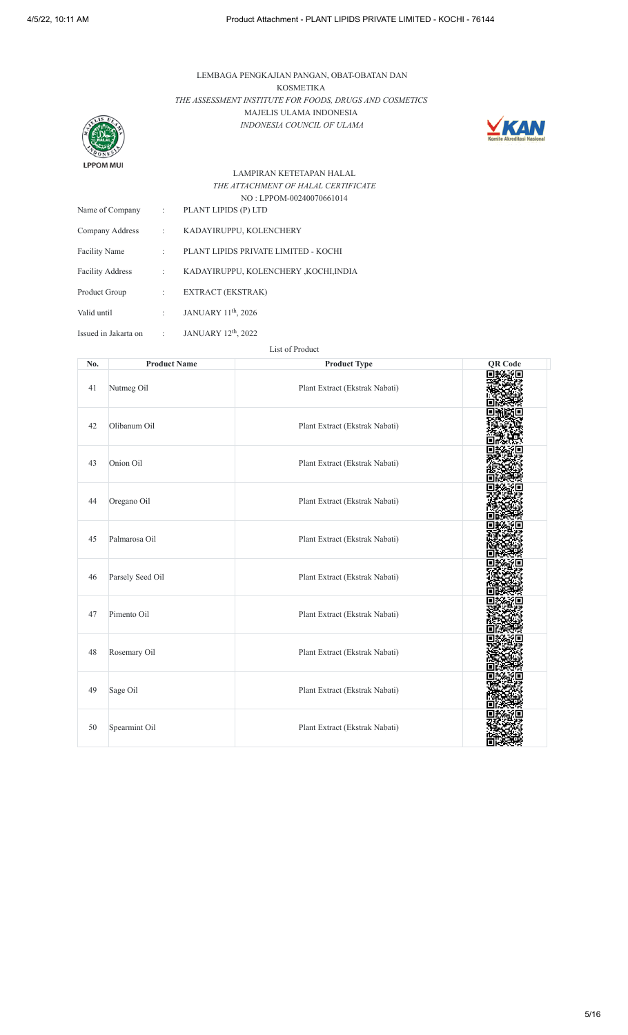LEMBAGA PENGKAJIAN PANGAN, OBAT-OBATAN DAN KOSMETIKA

*THE ASSESSMENT INSTITUTE FOR FOODS, DRUGS AND COSMETICS*

MAJELIS ULAMA INDONESIA

*INDONESIA COUNCIL OF ULAMA*

LPPOM MUI

LAMPIRAN KETETAPAN HALAL

*THE ATTACHMENT OF HALAL CERTIFICATE*

NO : LPPOM-00240070661014

| | | |
|---|---|---|
| Name of Company | : | PLANT LIPIDS (P) LTD |
| Company Address | : | KADAYIRUPPU, KOLENCHERY |
| Facility Name | : | PLANT LIPIDS PRIVATE LIMITED - KOCHI |
| Facility Address | : | KADAYIRUPPU, KOLENCHERY ,KOCHI,INDIA |
| Product Group | : | EXTRACT (EKSTRAK) |
| Valid until | : | JANUARY 11th, 2026 |
| Issued in Jakarta on | : | JANUARY 12th, 2022 |

List of Product

| No. | Product Name | Product Type | QR Code |
|---|---|---|---|
| 41 | Nutmeg Oil | Plant Extract (Ekstrak Nabati) | |
| 42 | Olibanum Oil | Plant Extract (Ekstrak Nabati) | |
| 43 | Onion Oil | Plant Extract (Ekstrak Nabati) | |
| 44 | Oregano Oil | Plant Extract (Ekstrak Nabati) | |
| 45 | Palmarosa Oil | Plant Extract (Ekstrak Nabati) | |
| 46 | Parsely Seed Oil | Plant Extract (Ekstrak Nabati) | |
| 47 | Pimento Oil | Plant Extract (Ekstrak Nabati) | |
| 48 | Rosemary Oil | Plant Extract (Ekstrak Nabati) | |
| 49 | Sage Oil | Plant Extract (Ekstrak Nabati) | |
| 50 | Spearmint Oil | Plant Extract (Ekstrak Nabati) | |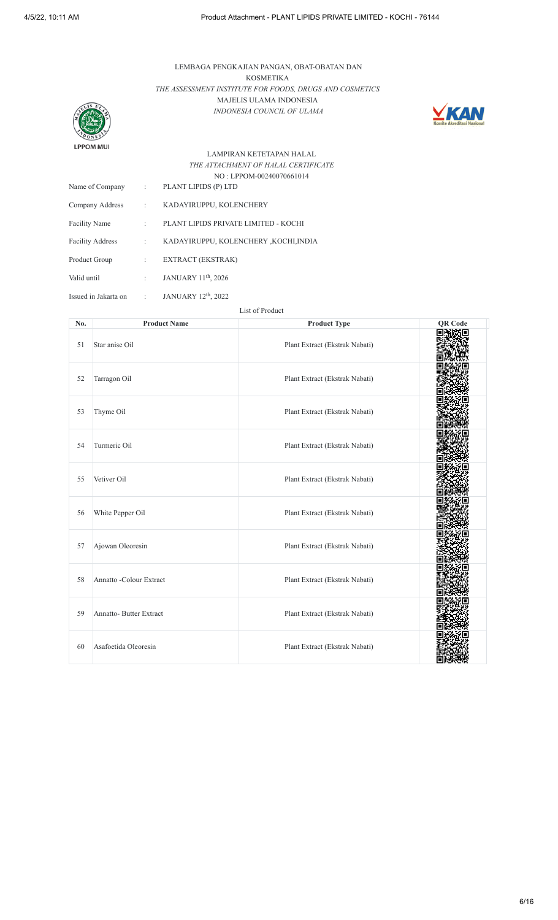LEMBAGA PENGKAJIAN PANGAN, OBAT-OBATAN DAN KOSMETIKA
*THE ASSESSMENT INSTITUTE FOR FOODS, DRUGS AND COSMETICS*
MAJELIS ULAMA INDONESIA
*INDONESIA COUNCIL OF ULAMA*

LPPOM MUI

LAMPIRAN KETETAPAN HALAL
*THE ATTACHMENT OF HALAL CERTIFICATE*
NO : LPPOM-00240070661014

| | | |
|---|---|---|
| Name of Company | : | PLANT LIPIDS (P) LTD |
| Company Address | : | KADAYIRUPPU, KOLENCHERY |
| Facility Name | : | PLANT LIPIDS PRIVATE LIMITED - KOCHI |
| Facility Address | : | KADAYIRUPPU, KOLENCHERY ,KOCHI,INDIA |
| Product Group | : | EXTRACT (EKSTRAK) |
| Valid until | : | JANUARY 11th, 2026 |
| Issued in Jakarta on | : | JANUARY 12th, 2022 |

List of Product

| No. | Product Name | Product Type | QR Code |
|---|---|---|---|
| 51 | Star anise Oil | Plant Extract (Ekstrak Nabati) | |
| 52 | Tarragon Oil | Plant Extract (Ekstrak Nabati) | |
| 53 | Thyme Oil | Plant Extract (Ekstrak Nabati) | |
| 54 | Turmeric Oil | Plant Extract (Ekstrak Nabati) | |
| 55 | Vetiver Oil | Plant Extract (Ekstrak Nabati) | |
| 56 | White Pepper Oil | Plant Extract (Ekstrak Nabati) | |
| 57 | Ajowan Oleoresin | Plant Extract (Ekstrak Nabati) | |
| 58 | Annatto -Colour Extract | Plant Extract (Ekstrak Nabati) | |
| 59 | Annatto- Butter Extract | Plant Extract (Ekstrak Nabati) | |
| 60 | Asafoetida Oleoresin | Plant Extract (Ekstrak Nabati) | |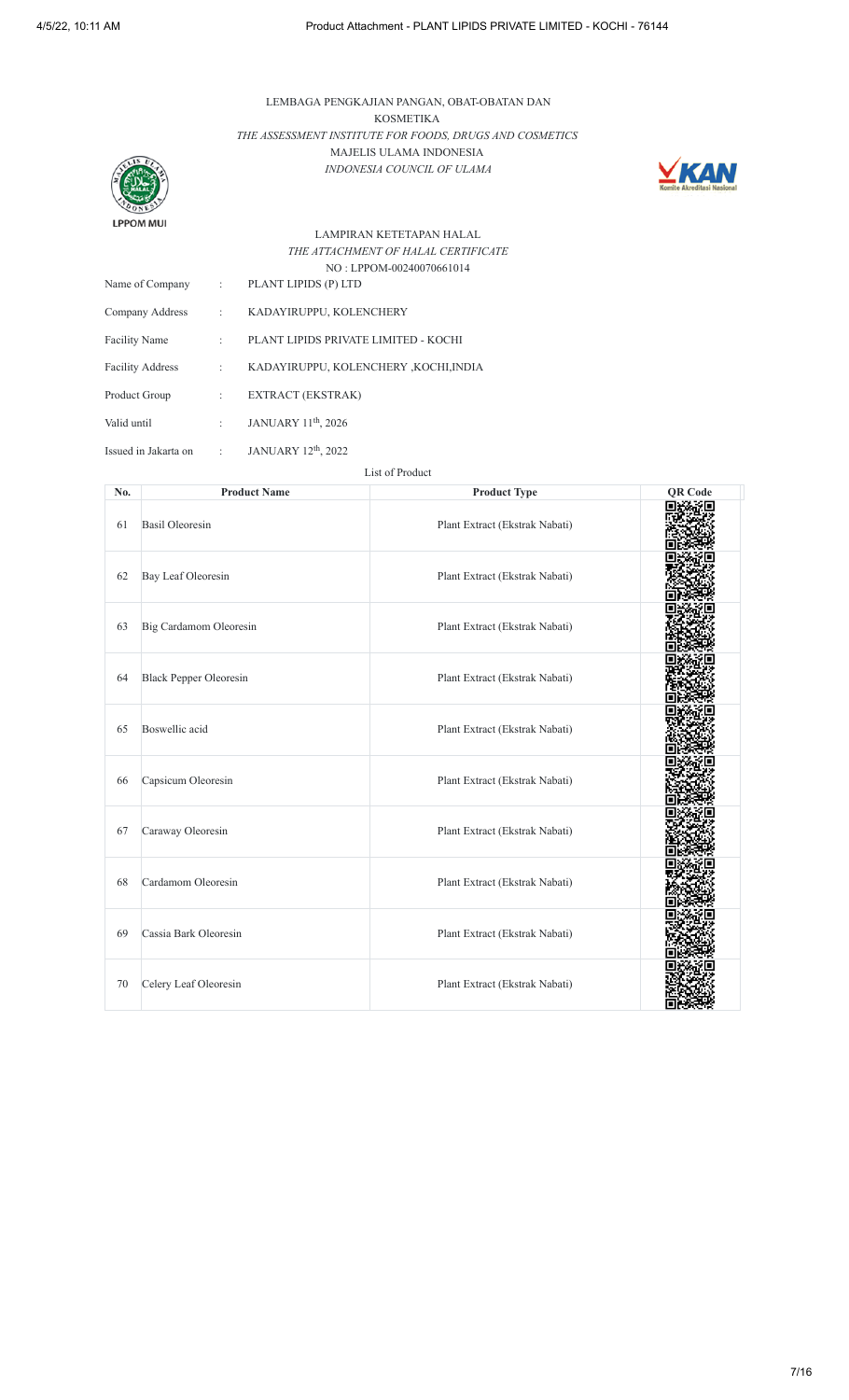LEMBAGA PENGKAJIAN PANGAN, OBAT-OBATAN DAN KOSMETIKA

*THE ASSESSMENT INSTITUTE FOR FOODS, DRUGS AND COSMETICS*

MAJELIS ULAMA INDONESIA

*INDONESIA COUNCIL OF ULAMA*

LPPOM MUI

LAMPIRAN KETETAPAN HALAL

*THE ATTACHMENT OF HALAL CERTIFICATE*

NO : LPPOM-00240070661014

| | | |
|---|---|---|
| Name of Company | : | PLANT LIPIDS (P) LTD |
| Company Address | : | KADAYIRUPPU, KOLENCHERY |
| Facility Name | : | PLANT LIPIDS PRIVATE LIMITED - KOCHI |
| Facility Address | : | KADAYIRUPPU, KOLENCHERY ,KOCHI,INDIA |
| Product Group | : | EXTRACT (EKSTRAK) |
| Valid until | : | JANUARY 11th, 2026 |
| Issued in Jakarta on | : | JANUARY 12th, 2022 |

List of Product

| No. | Product Name | Product Type | QR Code |
|---|---|---|---|
| 61 | Basil Oleoresin | Plant Extract (Ekstrak Nabati) | |
| 62 | Bay Leaf Oleoresin | Plant Extract (Ekstrak Nabati) | |
| 63 | Big Cardamom Oleoresin | Plant Extract (Ekstrak Nabati) | |
| 64 | Black Pepper Oleoresin | Plant Extract (Ekstrak Nabati) | |
| 65 | Boswellic acid | Plant Extract (Ekstrak Nabati) | |
| 66 | Capsicum Oleoresin | Plant Extract (Ekstrak Nabati) | |
| 67 | Caraway Oleoresin | Plant Extract (Ekstrak Nabati) | |
| 68 | Cardamom Oleoresin | Plant Extract (Ekstrak Nabati) | |
| 69 | Cassia Bark Oleoresin | Plant Extract (Ekstrak Nabati) | |
| 70 | Celery Leaf Oleoresin | Plant Extract (Ekstrak Nabati) | |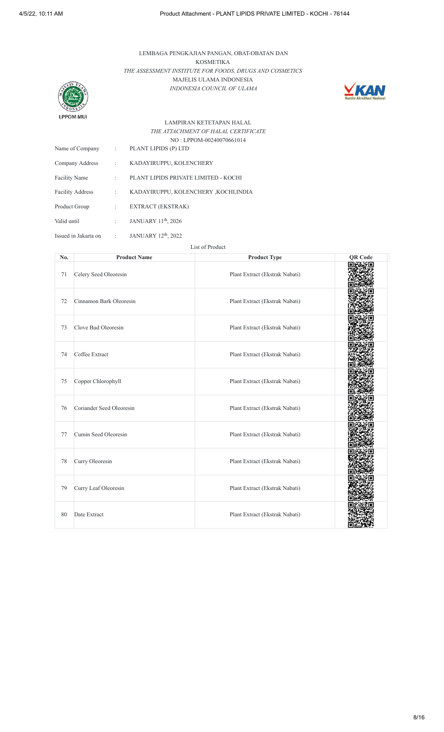LEMBAGA PENGKAJIAN PANGAN, OBAT-OBATAN DAN KOSMETIKA
*THE ASSESSMENT INSTITUTE FOR FOODS, DRUGS AND COSMETICS*
MAJELIS ULAMA INDONESIA
*INDONESIA COUNCIL OF ULAMA*

LPPOM MUI

LAMPIRAN KETETAPAN HALAL
*THE ATTACHMENT OF HALAL CERTIFICATE*
NO : LPPOM-00240070661014

| | | |
|---|---|---|
| Name of Company | : | PLANT LIPIDS (P) LTD |
| Company Address | : | KADAYIRUPPU, KOLENCHERY |
| Facility Name | : | PLANT LIPIDS PRIVATE LIMITED - KOCHI |
| Facility Address | : | KADAYIRUPPU, KOLENCHERY ,KOCHI,INDIA |
| Product Group | : | EXTRACT (EKSTRAK) |
| Valid until | : | JANUARY 11th, 2026 |
| Issued in Jakarta on | : | JANUARY 12th, 2022 |

List of Product

| No. | Product Name | Product Type | QR Code |
|---|---|---|---|
| 71 | Celery Seed Oleoresin | Plant Extract (Ekstrak Nabati) | |
| 72 | Cinnamon Bark Oleoresin | Plant Extract (Ekstrak Nabati) | |
| 73 | Clove Bud Oleoresin | Plant Extract (Ekstrak Nabati) | |
| 74 | Coffee Extract | Plant Extract (Ekstrak Nabati) | |
| 75 | Copper Chlorophyll | Plant Extract (Ekstrak Nabati) | |
| 76 | Coriander Seed Oleoresin | Plant Extract (Ekstrak Nabati) | |
| 77 | Cumin Seed Oleoresin | Plant Extract (Ekstrak Nabati) | |
| 78 | Curry Oleoresin | Plant Extract (Ekstrak Nabati) | |
| 79 | Curry Leaf Oleoresin | Plant Extract (Ekstrak Nabati) | |
| 80 | Date Extract | Plant Extract (Ekstrak Nabati) | |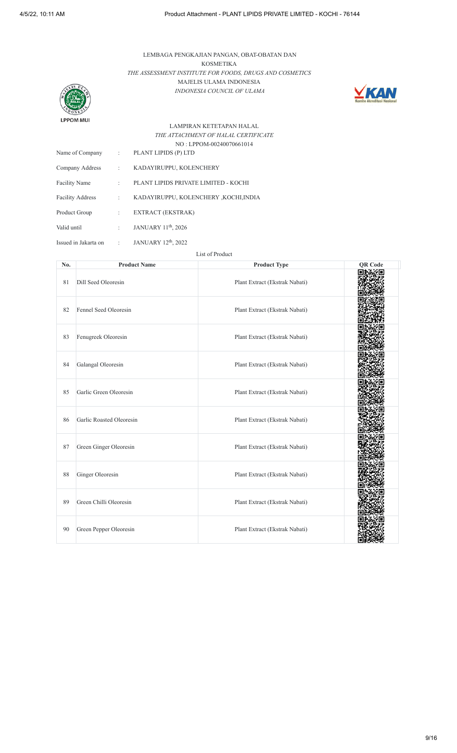LEMBAGA PENGKAJIAN PANGAN, OBAT-OBATAN DAN KOSMETIKA

*THE ASSESSMENT INSTITUTE FOR FOODS, DRUGS AND COSMETICS*

MAJELIS ULAMA INDONESIA

*INDONESIA COUNCIL OF ULAMA*

LPPOM MUI

LAMPIRAN KETETAPAN HALAL

*THE ATTACHMENT OF HALAL CERTIFICATE*

NO : LPPOM-00240070661014

| | | |
|---|---|---|
| Name of Company | : | PLANT LIPIDS (P) LTD |
| Company Address | : | KADAYIRUPPU, KOLENCHERY |
| Facility Name | : | PLANT LIPIDS PRIVATE LIMITED - KOCHI |
| Facility Address | : | KADAYIRUPPU, KOLENCHERY ,KOCHI,INDIA |
| Product Group | : | EXTRACT (EKSTRAK) |
| Valid until | : | JANUARY 11th, 2026 |
| Issued in Jakarta on | : | JANUARY 12th, 2022 |

List of Product

| No. | Product Name | Product Type | QR Code |
|---|---|---|---|
| 81 | Dill Seed Oleoresin | Plant Extract (Ekstrak Nabati) | |
| 82 | Fennel Seed Oleoresin | Plant Extract (Ekstrak Nabati) | |
| 83 | Fenugreek Oleoresin | Plant Extract (Ekstrak Nabati) | |
| 84 | Galangal Oleoresin | Plant Extract (Ekstrak Nabati) | |
| 85 | Garlic Green Oleoresin | Plant Extract (Ekstrak Nabati) | |
| 86 | Garlic Roasted Oleoresin | Plant Extract (Ekstrak Nabati) | |
| 87 | Green Ginger Oleoresin | Plant Extract (Ekstrak Nabati) | |
| 88 | Ginger Oleoresin | Plant Extract (Ekstrak Nabati) | |
| 89 | Green Chilli Oleoresin | Plant Extract (Ekstrak Nabati) | |
| 90 | Green Pepper Oleoresin | Plant Extract (Ekstrak Nabati) | |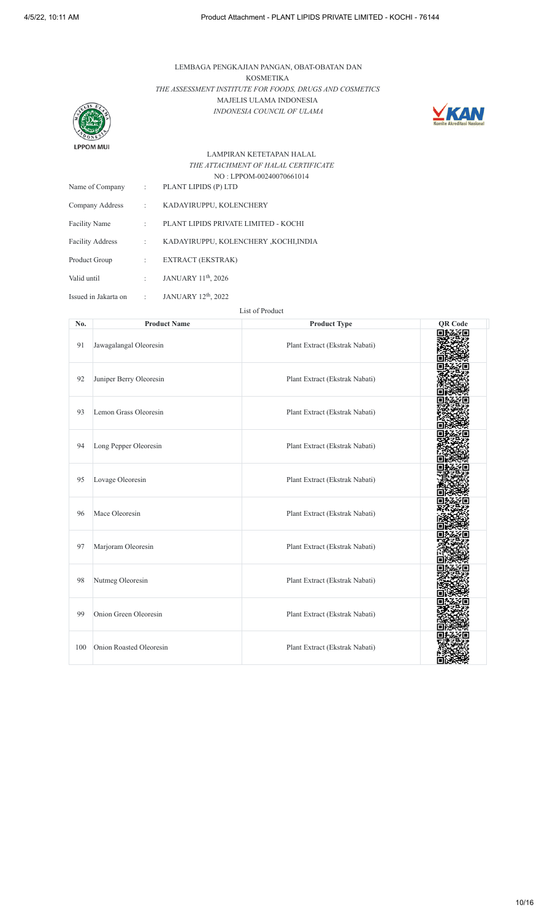LEMBAGA PENGKAJIAN PANGAN, OBAT-OBATAN DAN KOSMETIKA

*THE ASSESSMENT INSTITUTE FOR FOODS, DRUGS AND COSMETICS*

MAJELIS ULAMA INDONESIA

*INDONESIA COUNCIL OF ULAMA*

LAMPIRAN KETETAPAN HALAL

*THE ATTACHMENT OF HALAL CERTIFICATE*

NO : LPPOM-00240070661014

| | | |
|---|---|---|
| Name of Company | : | PLANT LIPIDS (P) LTD |
| Company Address | : | KADAYIRUPPU, KOLENCHERY |
| Facility Name | : | PLANT LIPIDS PRIVATE LIMITED - KOCHI |
| Facility Address | : | KADAYIRUPPU, KOLENCHERY ,KOCHI,INDIA |
| Product Group | : | EXTRACT (EKSTRAK) |
| Valid until | : | JANUARY 11th, 2026 |
| Issued in Jakarta on | : | JANUARY 12th, 2022 |

List of Product

| No. | Product Name | Product Type | QR Code |
|---|---|---|---|
| 91 | Jawagalangal Oleoresin | Plant Extract (Ekstrak Nabati) | |
| 92 | Juniper Berry Oleoresin | Plant Extract (Ekstrak Nabati) | |
| 93 | Lemon Grass Oleoresin | Plant Extract (Ekstrak Nabati) | |
| 94 | Long Pepper Oleoresin | Plant Extract (Ekstrak Nabati) | |
| 95 | Lovage Oleoresin | Plant Extract (Ekstrak Nabati) | |
| 96 | Mace Oleoresin | Plant Extract (Ekstrak Nabati) | |
| 97 | Marjoram Oleoresin | Plant Extract (Ekstrak Nabati) | |
| 98 | Nutmeg Oleoresin | Plant Extract (Ekstrak Nabati) | |
| 99 | Onion Green Oleoresin | Plant Extract (Ekstrak Nabati) | |
| 100 | Onion Roasted Oleoresin | Plant Extract (Ekstrak Nabati) | |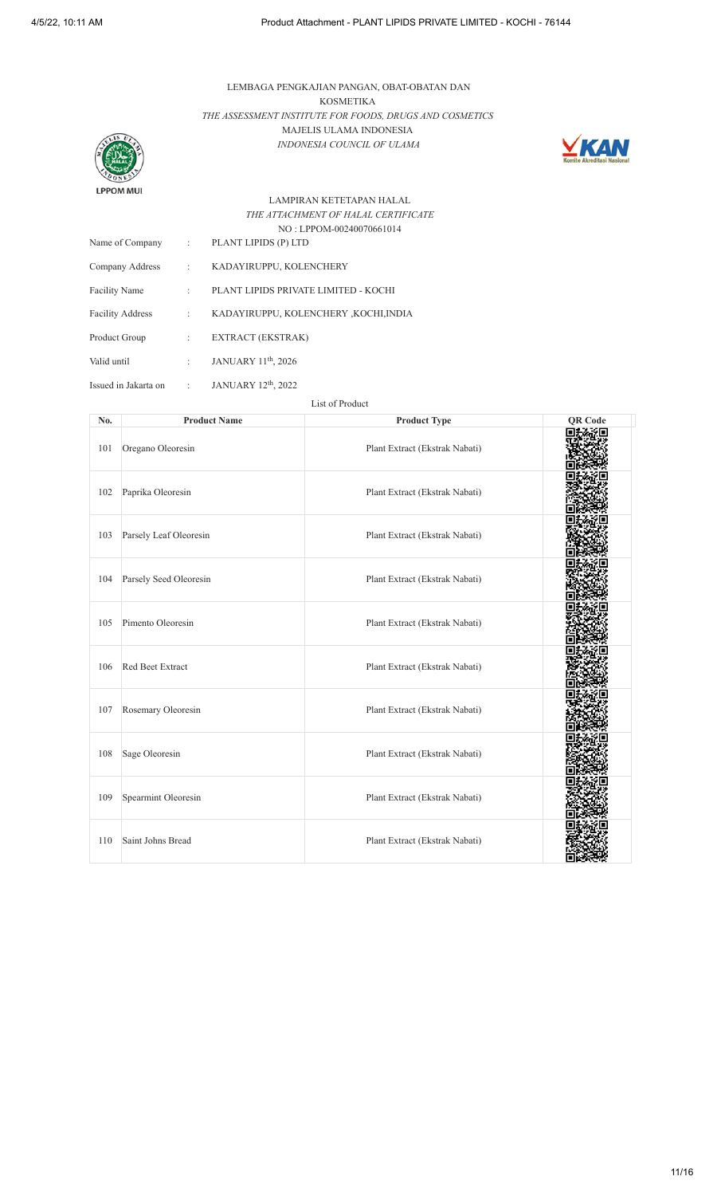LEMBAGA PENGKAJIAN PANGAN, OBAT-OBATAN DAN KOSMETIKA

*THE ASSESSMENT INSTITUTE FOR FOODS, DRUGS AND COSMETICS*

MAJELIS ULAMA INDONESIA

*INDONESIA COUNCIL OF ULAMA*

LPPOM MUI

LAMPIRAN KETETAPAN HALAL

*THE ATTACHMENT OF HALAL CERTIFICATE*

NO : LPPOM-00240070661014

| | | |
|---|---|---|
| Name of Company | : | PLANT LIPIDS (P) LTD |
| Company Address | : | KADAYIRUPPU, KOLENCHERY |
| Facility Name | : | PLANT LIPIDS PRIVATE LIMITED - KOCHI |
| Facility Address | : | KADAYIRUPPU, KOLENCHERY ,KOCHI,INDIA |
| Product Group | : | EXTRACT (EKSTRAK) |
| Valid until | : | JANUARY 11th, 2026 |
| Issued in Jakarta on | : | JANUARY 12th, 2022 |

List of Product

| No. | Product Name | Product Type | QR Code |
|---|---|---|---|
| 101 | Oregano Oleoresin | Plant Extract (Ekstrak Nabati) | |
| 102 | Paprika Oleoresin | Plant Extract (Ekstrak Nabati) | |
| 103 | Parsely Leaf Oleoresin | Plant Extract (Ekstrak Nabati) | |
| 104 | Parsely Seed Oleoresin | Plant Extract (Ekstrak Nabati) | |
| 105 | Pimento Oleoresin | Plant Extract (Ekstrak Nabati) | |
| 106 | Red Beet Extract | Plant Extract (Ekstrak Nabati) | |
| 107 | Rosemary Oleoresin | Plant Extract (Ekstrak Nabati) | |
| 108 | Sage Oleoresin | Plant Extract (Ekstrak Nabati) | |
| 109 | Spearmint Oleoresin | Plant Extract (Ekstrak Nabati) | |
| 110 | Saint Johns Bread | Plant Extract (Ekstrak Nabati) | |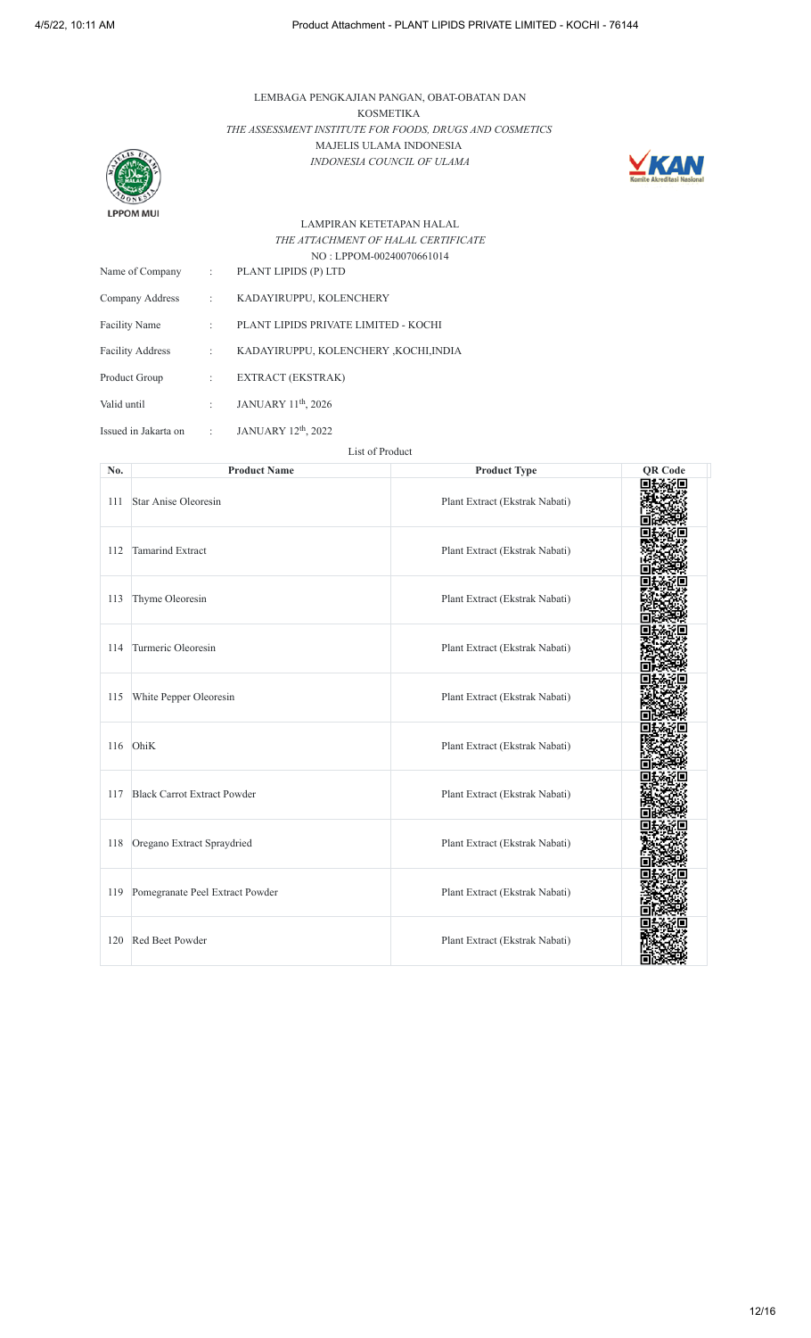LEMBAGA PENGKAJIAN PANGAN, OBAT-OBATAN DAN KOSMETIKA

*THE ASSESSMENT INSTITUTE FOR FOODS, DRUGS AND COSMETICS*

MAJELIS ULAMA INDONESIA

*INDONESIA COUNCIL OF ULAMA*

LPPOM MUI

LAMPIRAN KETETAPAN HALAL

*THE ATTACHMENT OF HALAL CERTIFICATE*

NO : LPPOM-00240070661014

| | | |
|---|---|---|
| Name of Company | : | PLANT LIPIDS (P) LTD |
| Company Address | : | KADAYIRUPPU, KOLENCHERY |
| Facility Name | : | PLANT LIPIDS PRIVATE LIMITED - KOCHI |
| Facility Address | : | KADAYIRUPPU, KOLENCHERY ,KOCHI,INDIA |
| Product Group | : | EXTRACT (EKSTRAK) |
| Valid until | : | JANUARY 11th, 2026 |
| Issued in Jakarta on | : | JANUARY 12th, 2022 |

List of Product

| No. | Product Name | Product Type | QR Code |
|---|---|---|---|
| 111 | Star Anise Oleoresin | Plant Extract (Ekstrak Nabati) | |
| 112 | Tamarind Extract | Plant Extract (Ekstrak Nabati) | |
| 113 | Thyme Oleoresin | Plant Extract (Ekstrak Nabati) | |
| 114 | Turmeric Oleoresin | Plant Extract (Ekstrak Nabati) | |
| 115 | White Pepper Oleoresin | Plant Extract (Ekstrak Nabati) | |
| 116 | OhiK | Plant Extract (Ekstrak Nabati) | |
| 117 | Black Carrot Extract Powder | Plant Extract (Ekstrak Nabati) | |
| 118 | Oregano Extract Spraydried | Plant Extract (Ekstrak Nabati) | |
| 119 | Pomegranate Peel Extract Powder | Plant Extract (Ekstrak Nabati) | |
| 120 | Red Beet Powder | Plant Extract (Ekstrak Nabati) | |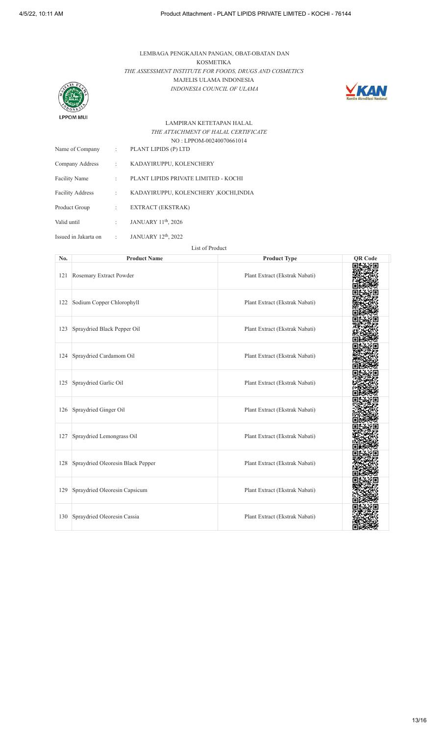LEMBAGA PENGKAJIAN PANGAN, OBAT-OBATAN DAN KOSMETIKA
*THE ASSESSMENT INSTITUTE FOR FOODS, DRUGS AND COSMETICS*
MAJELIS ULAMA INDONESIA
*INDONESIA COUNCIL OF ULAMA*

LPPOM MUI

LAMPIRAN KETETAPAN HALAL
*THE ATTACHMENT OF HALAL CERTIFICATE*
NO : LPPOM-00240070661014

| | | |
|---|---|---|
| Name of Company | : | PLANT LIPIDS (P) LTD |
| Company Address | : | KADAYIRUPPU, KOLENCHERY |
| Facility Name | : | PLANT LIPIDS PRIVATE LIMITED - KOCHI |
| Facility Address | : | KADAYIRUPPU, KOLENCHERY ,KOCHI,INDIA |
| Product Group | : | EXTRACT (EKSTRAK) |
| Valid until | : | JANUARY 11th, 2026 |
| Issued in Jakarta on | : | JANUARY 12th, 2022 |

List of Product

| No. | Product Name | Product Type | QR Code |
|---|---|---|---|
| 121 | Rosemary Extract Powder | Plant Extract (Ekstrak Nabati) | |
| 122 | Sodium Copper Chlorophyll | Plant Extract (Ekstrak Nabati) | |
| 123 | Spraydried Black Pepper Oil | Plant Extract (Ekstrak Nabati) | |
| 124 | Spraydried Cardamom Oil | Plant Extract (Ekstrak Nabati) | |
| 125 | Spraydried Garlic Oil | Plant Extract (Ekstrak Nabati) | |
| 126 | Spraydried Ginger Oil | Plant Extract (Ekstrak Nabati) | |
| 127 | Spraydried Lemongrass Oil | Plant Extract (Ekstrak Nabati) | |
| 128 | Spraydried Oleoresin Black Pepper | Plant Extract (Ekstrak Nabati) | |
| 129 | Spraydried Oleoresin Capsicum | Plant Extract (Ekstrak Nabati) | |
| 130 | Spraydried Oleoresin Cassia | Plant Extract (Ekstrak Nabati) | |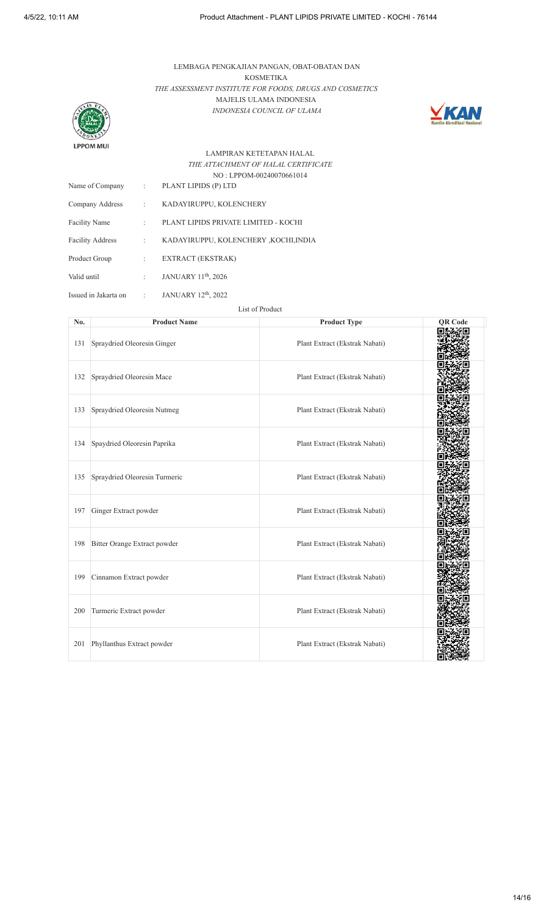LEMBAGA PENGKAJIAN PANGAN, OBAT-OBATAN DAN KOSMETIKA

*THE ASSESSMENT INSTITUTE FOR FOODS, DRUGS AND COSMETICS*

MAJELIS ULAMA INDONESIA

*INDONESIA COUNCIL OF ULAMA*

LPPOM MUI

LAMPIRAN KETETAPAN HALAL

*THE ATTACHMENT OF HALAL CERTIFICATE*

NO : LPPOM-00240070661014

| | | |
|---|---|---|
| Name of Company | : | PLANT LIPIDS (P) LTD |
| Company Address | : | KADAYIRUPPU, KOLENCHERY |
| Facility Name | : | PLANT LIPIDS PRIVATE LIMITED - KOCHI |
| Facility Address | : | KADAYIRUPPU, KOLENCHERY ,KOCHI,INDIA |
| Product Group | : | EXTRACT (EKSTRAK) |
| Valid until | : | JANUARY 11th, 2026 |
| Issued in Jakarta on | : | JANUARY 12th, 2022 |

List of Product

| No. | Product Name | Product Type | QR Code |
|---|---|---|---|
| 131 | Spraydried Oleoresin Ginger | Plant Extract (Ekstrak Nabati) | |
| 132 | Spraydried Oleoresin Mace | Plant Extract (Ekstrak Nabati) | |
| 133 | Spraydried Oleoresin Nutmeg | Plant Extract (Ekstrak Nabati) | |
| 134 | Spaydried Oleoresin Paprika | Plant Extract (Ekstrak Nabati) | |
| 135 | Spraydried Oleoresin Turmeric | Plant Extract (Ekstrak Nabati) | |
| 197 | Ginger Extract powder | Plant Extract (Ekstrak Nabati) | |
| 198 | Bitter Orange Extract powder | Plant Extract (Ekstrak Nabati) | |
| 199 | Cinnamon Extract powder | Plant Extract (Ekstrak Nabati) | |
| 200 | Turmeric Extract powder | Plant Extract (Ekstrak Nabati) | |
| 201 | Phyllanthus Extract powder | Plant Extract (Ekstrak Nabati) | |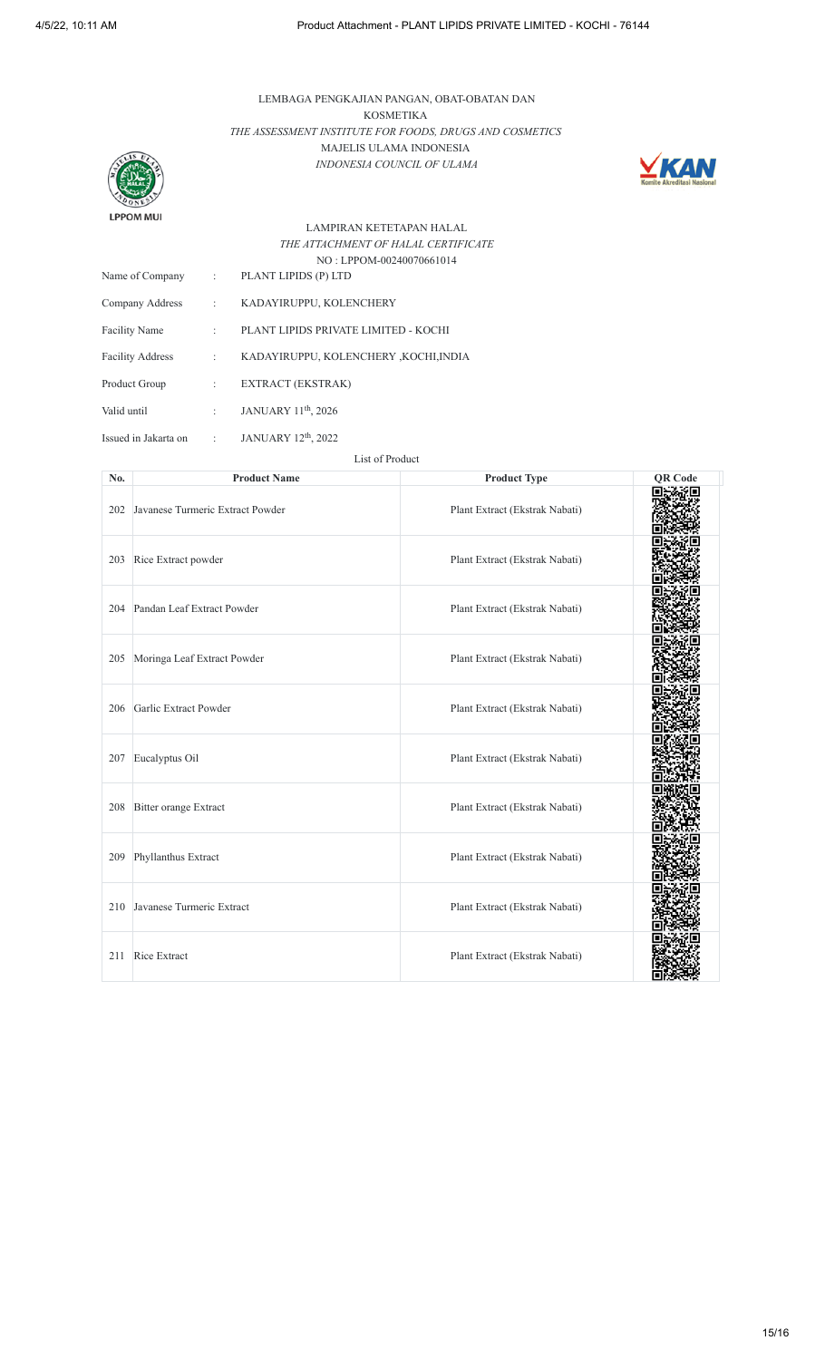LEMBAGA PENGKAJIAN PANGAN, OBAT-OBATAN DAN KOSMETIKA

*THE ASSESSMENT INSTITUTE FOR FOODS, DRUGS AND COSMETICS*

MAJELIS ULAMA INDONESIA

*INDONESIA COUNCIL OF ULAMA*

LPPOM MUI

LAMPIRAN KETETAPAN HALAL

*THE ATTACHMENT OF HALAL CERTIFICATE*

NO : LPPOM-00240070661014

| | | |
|---|---|---|
| Name of Company | : | PLANT LIPIDS (P) LTD |
| Company Address | : | KADAYIRUPPU, KOLENCHERY |
| Facility Name | : | PLANT LIPIDS PRIVATE LIMITED - KOCHI |
| Facility Address | : | KADAYIRUPPU, KOLENCHERY ,KOCHI,INDIA |
| Product Group | : | EXTRACT (EKSTRAK) |
| Valid until | : | JANUARY 11th, 2026 |
| Issued in Jakarta on | : | JANUARY 12th, 2022 |

List of Product

| No. | Product Name | Product Type | QR Code |
|---|---|---|---|
| 202 | Javanese Turmeric Extract Powder | Plant Extract (Ekstrak Nabati) | |
| 203 | Rice Extract powder | Plant Extract (Ekstrak Nabati) | |
| 204 | Pandan Leaf Extract Powder | Plant Extract (Ekstrak Nabati) | |
| 205 | Moringa Leaf Extract Powder | Plant Extract (Ekstrak Nabati) | |
| 206 | Garlic Extract Powder | Plant Extract (Ekstrak Nabati) | |
| 207 | Eucalyptus Oil | Plant Extract (Ekstrak Nabati) | |
| 208 | Bitter orange Extract | Plant Extract (Ekstrak Nabati) | |
| 209 | Phyllanthus Extract | Plant Extract (Ekstrak Nabati) | |
| 210 | Javanese Turmeric Extract | Plant Extract (Ekstrak Nabati) | |
| 211 | Rice Extract | Plant Extract (Ekstrak Nabati) | |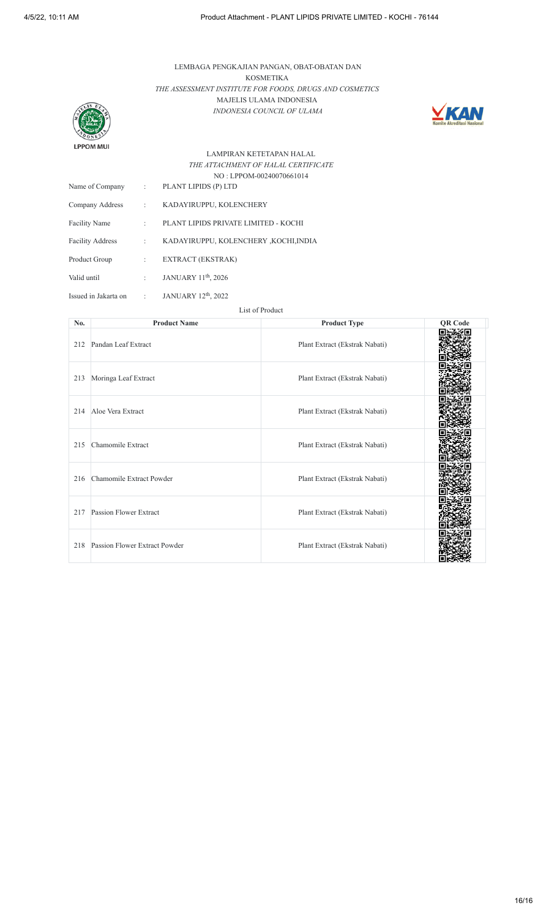LEMBAGA PENGKAJIAN PANGAN, OBAT-OBATAN DAN KOSMETIKA

*THE ASSESSMENT INSTITUTE FOR FOODS, DRUGS AND COSMETICS*

MAJELIS ULAMA INDONESIA

*INDONESIA COUNCIL OF ULAMA*

LPPOM MUI

LAMPIRAN KETETAPAN HALAL

*THE ATTACHMENT OF HALAL CERTIFICATE*

NO : LPPOM-00240070661014

| | | |
|---|---|---|
| Name of Company | : | PLANT LIPIDS (P) LTD |
| Company Address | : | KADAYIRUPPU, KOLENCHERY |
| Facility Name | : | PLANT LIPIDS PRIVATE LIMITED - KOCHI |
| Facility Address | : | KADAYIRUPPU, KOLENCHERY ,KOCHI,INDIA |
| Product Group | : | EXTRACT (EKSTRAK) |
| Valid until | : | JANUARY 11th, 2026 |
| Issued in Jakarta on | : | JANUARY 12th, 2022 |

List of Product

| No. | Product Name | Product Type | QR Code |
|---|---|---|---|
| 212 | Pandan Leaf Extract | Plant Extract (Ekstrak Nabati) | |
| 213 | Moringa Leaf Extract | Plant Extract (Ekstrak Nabati) | |
| 214 | Aloe Vera Extract | Plant Extract (Ekstrak Nabati) | |
| 215 | Chamomile Extract | Plant Extract (Ekstrak Nabati) | |
| 216 | Chamomile Extract Powder | Plant Extract (Ekstrak Nabati) | |
| 217 | Passion Flower Extract | Plant Extract (Ekstrak Nabati) | |
| 218 | Passion Flower Extract Powder | Plant Extract (Ekstrak Nabati) | |